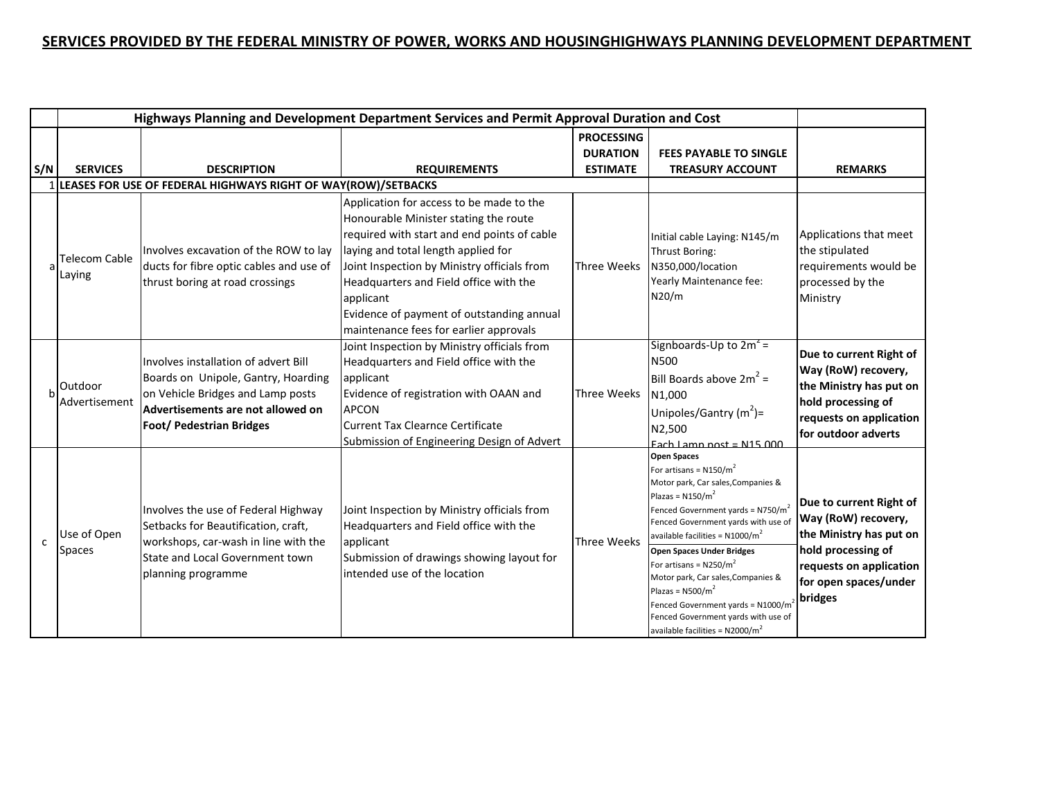# SERVICES PROVIDED BY THE FEDERAL MINISTRY OF POWER, WORKS AND HOUSINGHIGHWAYS PLANNING DEVELOPMENT DEPARTMENT

| | Highways Planning and Development Department Services and Permit Approval Duration and Cost | | | | | |
|---|---|---|---|---|---|---|
| S/N | SERVICES | DESCRIPTION | REQUIREMENTS | PROCESSING DURATION ESTIMATE | FEES PAYABLE TO SINGLE TREASURY ACCOUNT | REMARKS |
| 1 | LEASES FOR USE OF FEDERAL HIGHWAYS RIGHT OF WAY(ROW)/SETBACKS | | | | | |
| a | Telecom Cable Laying | Involves excavation of the ROW to lay ducts for fibre optic cables and use of thrust boring at road crossings | Application for access to be made to the Honourable Minister stating the route required with start and end points of cable laying and total length applied for<br>Joint Inspection by Ministry officials from Headquarters and Field office with the applicant<br>Evidence of payment of outstanding annual maintenance fees for earlier approvals | Three Weeks | Initial cable Laying: N145/m<br>Thrust Boring: N350,000/location<br>Yearly Maintenance fee: N20/m | Applications that meet the stipulated requirements would be processed by the Ministry |
| b | Outdoor Advertisement | Involves installation of advert Bill Boards on Unipole, Gantry, Hoarding on Vehicle Bridges and Lamp posts<br>**Advertisements are not allowed on Foot/ Pedestrian Bridges** | Joint Inspection by Ministry officials from Headquarters and Field office with the applicant<br>Evidence of registration with OAAN and APCON<br>Current Tax Clearnce Certificate<br>Submission of Engineering Design of Advert | Three Weeks | Signboards-Up to $2m^2$ = N500<br>Bill Boards above $2m^2$ = N1,000<br>Unipoles/Gantry ($m^2$)= N2,500<br>Each Lamp post = N15,000 | **Due to current Right of Way (RoW) recovery, the Ministry has put on hold processing of requests on application for outdoor adverts** |
| c | Use of Open Spaces | Involves the use of Federal Highway Setbacks for Beautification, craft, workshops, car-wash in line with the State and Local Government town planning programme | Joint Inspection by Ministry officials from Headquarters and Field office with the applicant<br>Submission of drawings showing layout for intended use of the location | Three Weeks | **Open Spaces**<br>For artisans = N150/$m^2$<br>Motor park, Car sales,Companies & Plazas = N150/$m^2$<br>Fenced Government yards = N750/$m^2$<br>Fenced Government yards with use of available facilities = N1000/$m^2$<br>**Open Spaces Under Bridges**<br>For artisans = N250/$m^2$<br>Motor park, Car sales,Companies & Plazas = N500/$m^2$<br>Fenced Government yards = N1000/$m^2$<br>Fenced Government yards with use of available facilities = N2000/$m^2$ | **Due to current Right of Way (RoW) recovery, the Ministry has put on hold processing of requests on application for open spaces/under bridges** |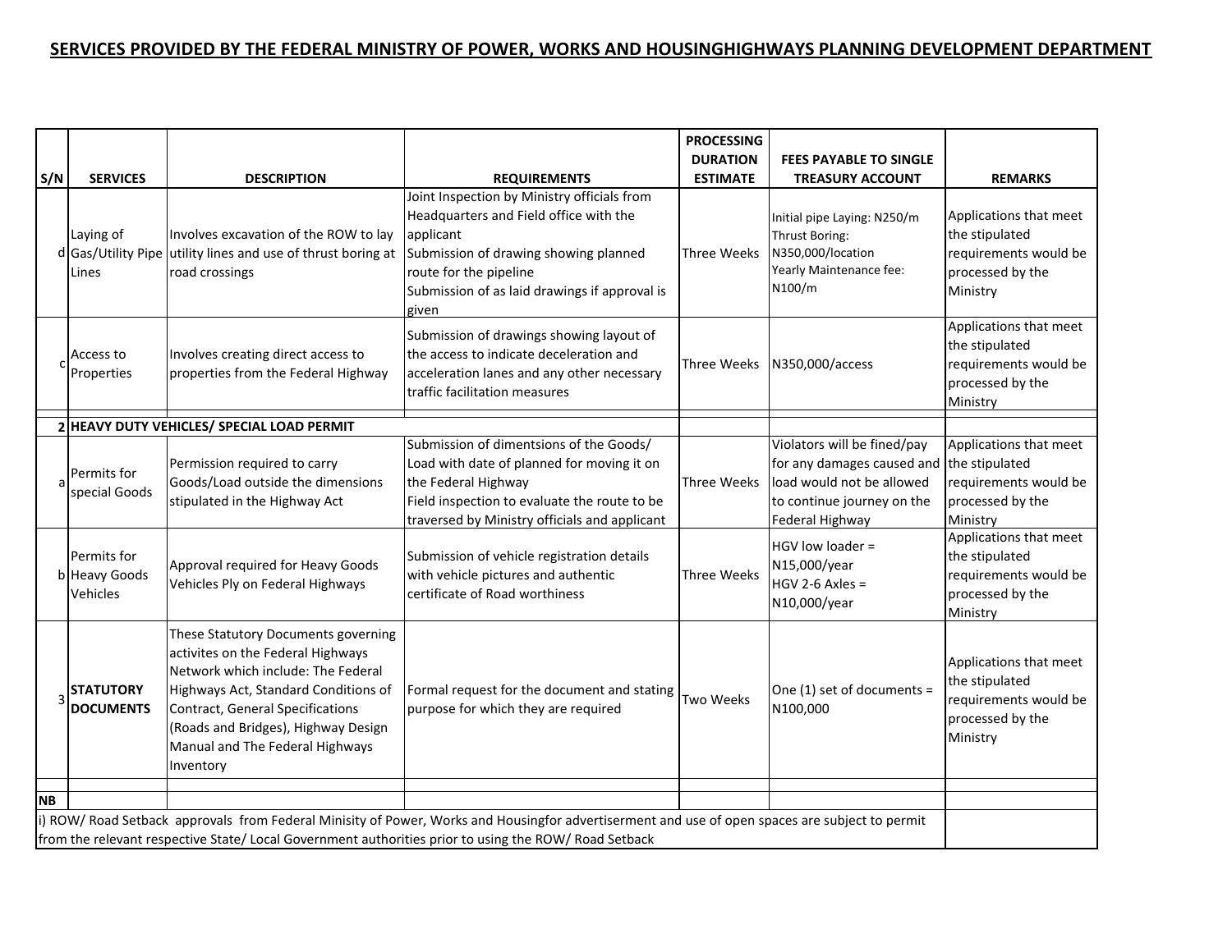## SERVICES PROVIDED BY THE FEDERAL MINISTRY OF POWER, WORKS AND HOUSINGHIGHWAYS PLANNING DEVELOPMENT DEPARTMENT

| S/N | SERVICES | DESCRIPTION | REQUIREMENTS | PROCESSING DURATION ESTIMATE | FEES PAYABLE TO SINGLE TREASURY ACCOUNT | REMARKS |
|---|---|---|---|---|---|---|
| d | Laying of Gas/Utility Pipe Lines | Involves excavation of the ROW to lay utility lines and use of thrust boring at road crossings | Joint Inspection by Ministry officials from Headquarters and Field office with the applicant<br>Submission of drawing showing planned route for the pipeline<br>Submission of as laid drawings if approval is given | Three Weeks | Initial pipe Laying: N250/m<br>Thrust Boring: N350,000/location<br>Yearly Maintenance fee: N100/m | Applications that meet the stipulated requirements would be processed by the Ministry |
| c | Access to Properties | Involves creating direct access to properties from the Federal Highway | Submission of drawings showing layout of the access to indicate deceleration and acceleration lanes and any other necessary traffic facilitation measures | Three Weeks | N350,000/access | Applications that meet the stipulated requirements would be processed by the Ministry |
| | | | | | | |
| **2** | **HEAVY DUTY VEHICLES/ SPECIAL LOAD PERMIT** | | | | | |
| a | Permits for special Goods | Permission required to carry Goods/Load outside the dimensions stipulated in the Highway Act | Submission of dimentsions of the Goods/ Load with date of planned for moving it on the Federal Highway<br>Field inspection to evaluate the route to be traversed by Ministry officials and applicant | Three Weeks | Violators will be fined/pay for any damages caused and load would not be allowed to continue journey on the Federal Highway | Applications that meet the stipulated requirements would be processed by the Ministry |
| b | Permits for Heavy Goods Vehicles | Approval required for Heavy Goods Vehicles Ply on Federal Highways | Submission of vehicle registration details with vehicle pictures and authentic certificate of Road worthiness | Three Weeks | HGV low loader = N15,000/year<br>HGV 2-6 Axles = N10,000/year | Applications that meet the stipulated requirements would be processed by the Ministry |
| 3 | **STATUTORY DOCUMENTS** | These Statutory Documents governing activites on the Federal Highways Network which include: The Federal Highways Act, Standard Conditions of Contract, General Specifications (Roads and Bridges), Highway Design Manual and The Federal Highways Inventory | Formal request for the document and stating purpose for which they are required | Two Weeks | One (1) set of documents = N100,000 | Applications that meet the stipulated requirements would be processed by the Ministry |
| | | | | | | |
| **NB** | | | | | | |
| i) ROW/ Road Setback approvals from Federal Minisity of Power, Works and Housingfor advertiserment and use of open spaces are subject to permit from the relevant respective State/ Local Government authorities prior to using the ROW/ Road Setback | | | | | | |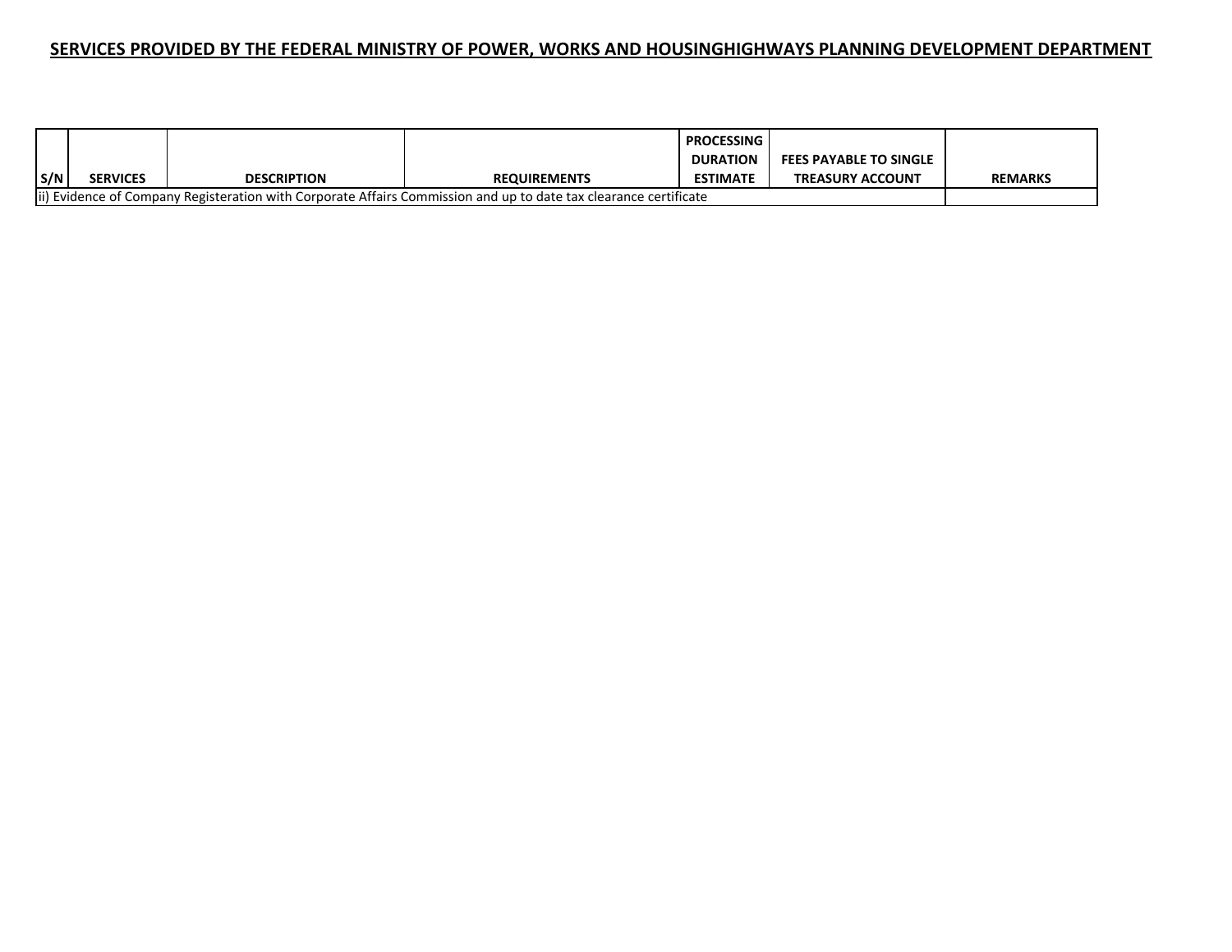## SERVICES PROVIDED BY THE FEDERAL MINISTRY OF POWER, WORKS AND HOUSINGHIGHWAYS PLANNING DEVELOPMENT DEPARTMENT

| S/N | SERVICES | DESCRIPTION | REQUIREMENTS | PROCESSING DURATION ESTIMATE | FEES PAYABLE TO SINGLE TREASURY ACCOUNT | REMARKS |
|---|---|---|---|---|---|---|
| ii) Evidence of Company Registeration with Corporate Affairs Commission and up to date tax clearance certificate | | | | | | |